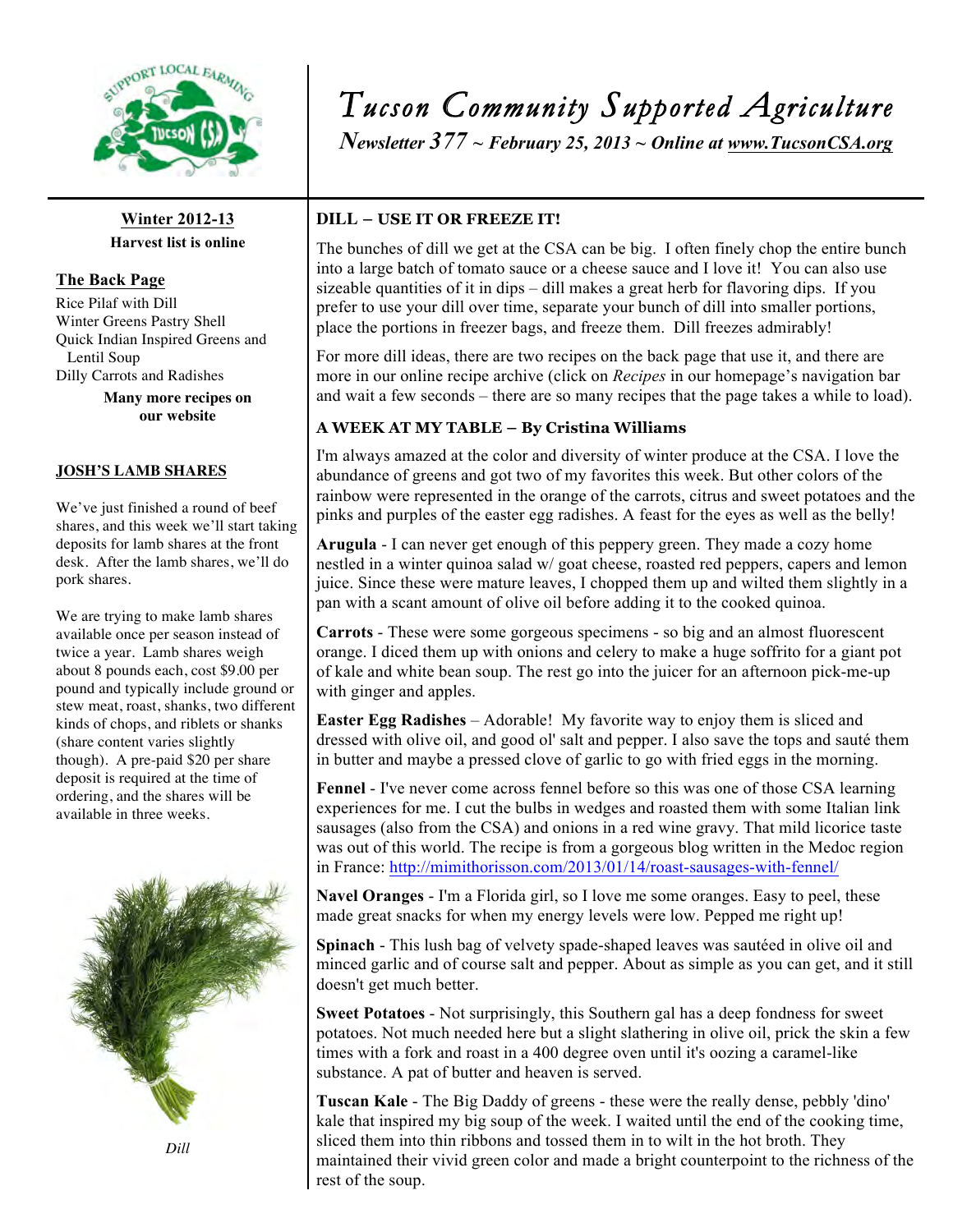# Tucson Community Supported Agriculture

*Newsletter 377 ~ February 25, 2013 ~ Online at www.TucsonCSA.org*

**Winter 2012-13**
**Harvest list is online**

**The Back Page**

Rice Pilaf with Dill
Winter Greens Pastry Shell
Quick Indian Inspired Greens and Lentil Soup
Dilly Carrots and Radishes

**Many more recipes on our website**

**JOSH'S LAMB SHARES**

We've just finished a round of beef shares, and this week we'll start taking deposits for lamb shares at the front desk. After the lamb shares, we'll do pork shares.

We are trying to make lamb shares available once per season instead of twice a year. Lamb shares weigh about 8 pounds each, cost $9.00 per pound and typically include ground or stew meat, roast, shanks, two different kinds of chops, and riblets or shanks (share content varies slightly though). A pre-paid $20 per share deposit is required at the time of ordering, and the shares will be available in three weeks.

*Dill*

## DILL – USE IT OR FREEZE IT!

The bunches of dill we get at the CSA can be big. I often finely chop the entire bunch into a large batch of tomato sauce or a cheese sauce and I love it! You can also use sizeable quantities of it in dips – dill makes a great herb for flavoring dips. If you prefer to use your dill over time, separate your bunch of dill into smaller portions, place the portions in freezer bags, and freeze them. Dill freezes admirably!

For more dill ideas, there are two recipes on the back page that use it, and there are more in our online recipe archive (click on *Recipes* in our homepage's navigation bar and wait a few seconds – there are so many recipes that the page takes a while to load).

## A WEEK AT MY TABLE – By Cristina Williams

I'm always amazed at the color and diversity of winter produce at the CSA. I love the abundance of greens and got two of my favorites this week. But other colors of the rainbow were represented in the orange of the carrots, citrus and sweet potatoes and the pinks and purples of the easter egg radishes. A feast for the eyes as well as the belly!

**Arugula** - I can never get enough of this peppery green. They made a cozy home nestled in a winter quinoa salad w/ goat cheese, roasted red peppers, capers and lemon juice. Since these were mature leaves, I chopped them up and wilted them slightly in a pan with a scant amount of olive oil before adding it to the cooked quinoa.

**Carrots** - These were some gorgeous specimens - so big and an almost fluorescent orange. I diced them up with onions and celery to make a huge soffrito for a giant pot of kale and white bean soup. The rest go into the juicer for an afternoon pick-me-up with ginger and apples.

**Easter Egg Radishes** – Adorable! My favorite way to enjoy them is sliced and dressed with olive oil, and good ol' salt and pepper. I also save the tops and sauté them in butter and maybe a pressed clove of garlic to go with fried eggs in the morning.

**Fennel** - I've never come across fennel before so this was one of those CSA learning experiences for me. I cut the bulbs in wedges and roasted them with some Italian link sausages (also from the CSA) and onions in a red wine gravy. That mild licorice taste was out of this world. The recipe is from a gorgeous blog written in the Medoc region in France: http://mimithorisson.com/2013/01/14/roast-sausages-with-fennel/

**Navel Oranges** - I'm a Florida girl, so I love me some oranges. Easy to peel, these made great snacks for when my energy levels were low. Pepped me right up!

**Spinach** - This lush bag of velvety spade-shaped leaves was sautéed in olive oil and minced garlic and of course salt and pepper. About as simple as you can get, and it still doesn't get much better.

**Sweet Potatoes** - Not surprisingly, this Southern gal has a deep fondness for sweet potatoes. Not much needed here but a slight slathering in olive oil, prick the skin a few times with a fork and roast in a 400 degree oven until it's oozing a caramel-like substance. A pat of butter and heaven is served.

**Tuscan Kale** - The Big Daddy of greens - these were the really dense, pebbly 'dino' kale that inspired my big soup of the week. I waited until the end of the cooking time, sliced them into thin ribbons and tossed them in to wilt in the hot broth. They maintained their vivid green color and made a bright counterpoint to the richness of the rest of the soup.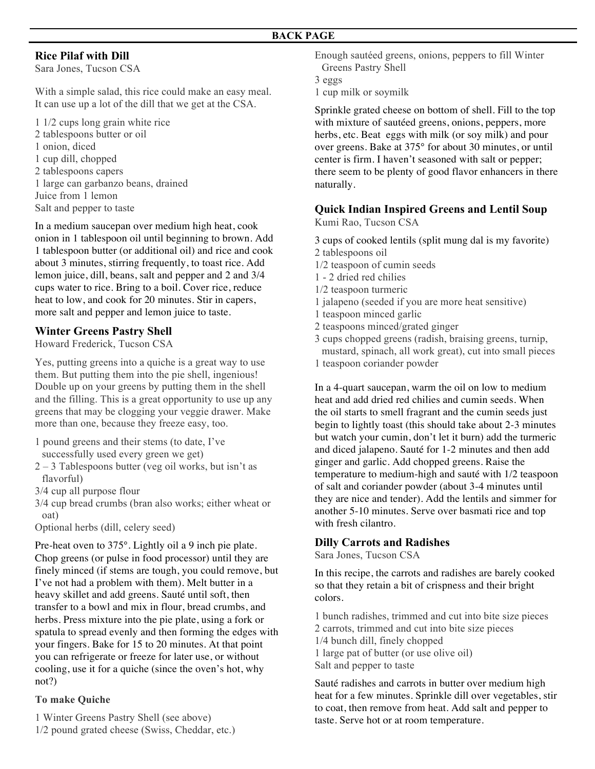## Rice Pilaf with Dill

Sara Jones, Tucson CSA

With a simple salad, this rice could make an easy meal. It can use up a lot of the dill that we get at the CSA.

1 1/2 cups long grain white rice
2 tablespoons butter or oil
1 onion, diced
1 cup dill, chopped
2 tablespoons capers
1 large can garbanzo beans, drained
Juice from 1 lemon
Salt and pepper to taste

In a medium saucepan over medium high heat, cook onion in 1 tablespoon oil until beginning to brown. Add 1 tablespoon butter (or additional oil) and rice and cook about 3 minutes, stirring frequently, to toast rice. Add lemon juice, dill, beans, salt and pepper and 2 and 3/4 cups water to rice. Bring to a boil. Cover rice, reduce heat to low, and cook for 20 minutes. Stir in capers, more salt and pepper and lemon juice to taste.

## Winter Greens Pastry Shell

Howard Frederick, Tucson CSA

Yes, putting greens into a quiche is a great way to use them. But putting them into the pie shell, ingenious! Double up on your greens by putting them in the shell and the filling. This is a great opportunity to use up any greens that may be clogging your veggie drawer. Make more than one, because they freeze easy, too.

1 pound greens and their stems (to date, I've successfully used every green we get)
2 – 3 Tablespoons butter (veg oil works, but isn't as flavorful)
3/4 cup all purpose flour
3/4 cup bread crumbs (bran also works; either wheat or oat)
Optional herbs (dill, celery seed)

Pre-heat oven to 375°. Lightly oil a 9 inch pie plate. Chop greens (or pulse in food processor) until they are finely minced (if stems are tough, you could remove, but I've not had a problem with them). Melt butter in a heavy skillet and add greens. Sauté until soft, then transfer to a bowl and mix in flour, bread crumbs, and herbs. Press mixture into the pie plate, using a fork or spatula to spread evenly and then forming the edges with your fingers. Bake for 15 to 20 minutes. At that point you can refrigerate or freeze for later use, or without cooling, use it for a quiche (since the oven's hot, why not?)

### To make Quiche

1 Winter Greens Pastry Shell (see above)
1/2 pound grated cheese (Swiss, Cheddar, etc.)
Enough sautéed greens, onions, peppers to fill Winter Greens Pastry Shell
3 eggs
1 cup milk or soymilk

Sprinkle grated cheese on bottom of shell. Fill to the top with mixture of sautéed greens, onions, peppers, more herbs, etc. Beat eggs with milk (or soy milk) and pour over greens. Bake at 375° for about 30 minutes, or until center is firm. I haven't seasoned with salt or pepper; there seem to be plenty of good flavor enhancers in there naturally.

## Quick Indian Inspired Greens and Lentil Soup

Kumi Rao, Tucson CSA

3 cups of cooked lentils (split mung dal is my favorite)
2 tablespoons oil
1/2 teaspoon of cumin seeds
1 - 2 dried red chilies
1/2 teaspoon turmeric
1 jalapeno (seeded if you are more heat sensitive)
1 teaspoon minced garlic
2 teaspoons minced/grated ginger
3 cups chopped greens (radish, braising greens, turnip, mustard, spinach, all work great), cut into small pieces
1 teaspoon coriander powder

In a 4-quart saucepan, warm the oil on low to medium heat and add dried red chilies and cumin seeds. When the oil starts to smell fragrant and the cumin seeds just begin to lightly toast (this should take about 2-3 minutes but watch your cumin, don't let it burn) add the turmeric and diced jalapeno. Sauté for 1-2 minutes and then add ginger and garlic. Add chopped greens. Raise the temperature to medium-high and sauté with 1/2 teaspoon of salt and coriander powder (about 3-4 minutes until they are nice and tender). Add the lentils and simmer for another 5-10 minutes. Serve over basmati rice and top with fresh cilantro.

## Dilly Carrots and Radishes

Sara Jones, Tucson CSA

In this recipe, the carrots and radishes are barely cooked so that they retain a bit of crispness and their bright colors.

1 bunch radishes, trimmed and cut into bite size pieces
2 carrots, trimmed and cut into bite size pieces
1/4 bunch dill, finely chopped
1 large pat of butter (or use olive oil)
Salt and pepper to taste

Sauté radishes and carrots in butter over medium high heat for a few minutes. Sprinkle dill over vegetables, stir to coat, then remove from heat. Add salt and pepper to taste. Serve hot or at room temperature.